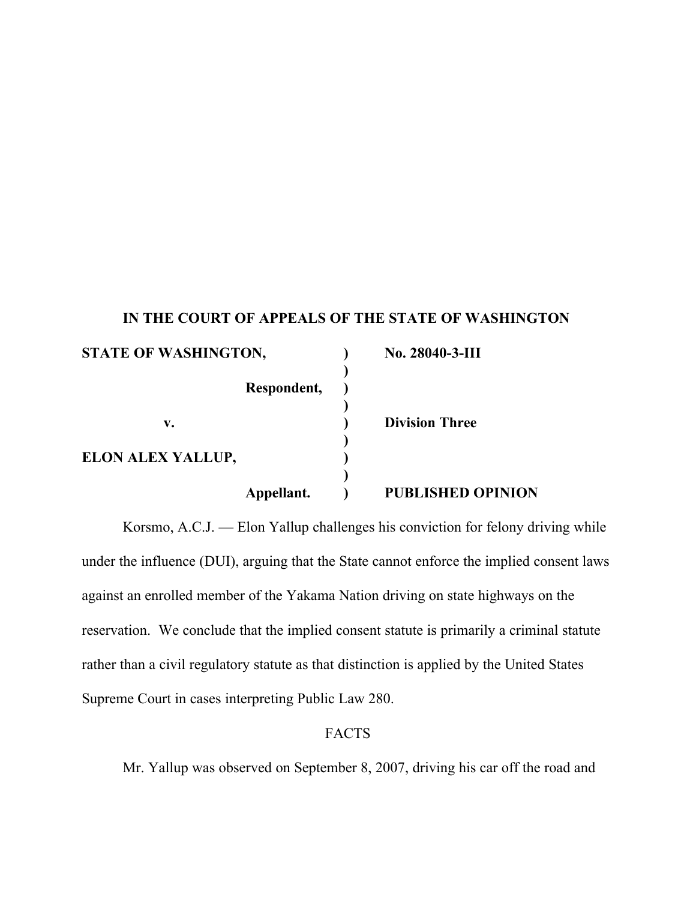**IN THE COURT OF APPEALS OF THE STATE OF WASHINGTON**

| | | |
|---|---|---|
| **STATE OF WASHINGTON,** | ) | **No. 28040-3-III** |
| | ) | |
| **Respondent,** | ) | |
| | ) | |
| **v.** | ) | **Division Three** |
| | ) | |
| **ELON ALEX YALLUP,** | ) | |
| | ) | |
| **Appellant.** | ) | **PUBLISHED OPINION** |

Korsmo, A.C.J. — Elon Yallup challenges his conviction for felony driving while under the influence (DUI), arguing that the State cannot enforce the implied consent laws against an enrolled member of the Yakama Nation driving on state highways on the reservation. We conclude that the implied consent statute is primarily a criminal statute rather than a civil regulatory statute as that distinction is applied by the United States Supreme Court in cases interpreting Public Law 280.

FACTS

Mr. Yallup was observed on September 8, 2007, driving his car off the road and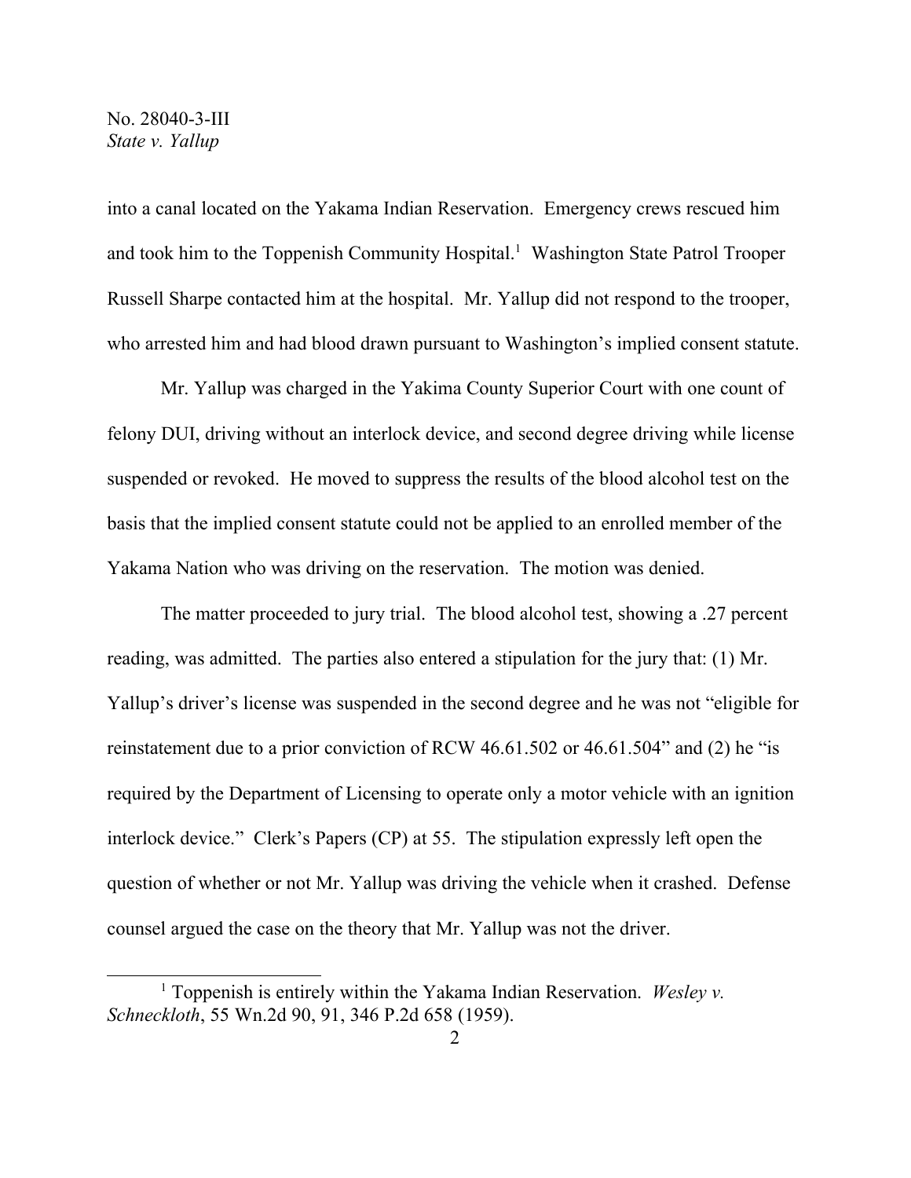into a canal located on the Yakama Indian Reservation. Emergency crews rescued him and took him to the Toppenish Community Hospital.[1] Washington State Patrol Trooper Russell Sharpe contacted him at the hospital. Mr. Yallup did not respond to the trooper, who arrested him and had blood drawn pursuant to Washington's implied consent statute.

Mr. Yallup was charged in the Yakima County Superior Court with one count of felony DUI, driving without an interlock device, and second degree driving while license suspended or revoked. He moved to suppress the results of the blood alcohol test on the basis that the implied consent statute could not be applied to an enrolled member of the Yakama Nation who was driving on the reservation. The motion was denied.

The matter proceeded to jury trial. The blood alcohol test, showing a .27 percent reading, was admitted. The parties also entered a stipulation for the jury that: (1) Mr. Yallup's driver's license was suspended in the second degree and he was not "eligible for reinstatement due to a prior conviction of RCW 46.61.502 or 46.61.504" and (2) he "is required by the Department of Licensing to operate only a motor vehicle with an ignition interlock device." Clerk's Papers (CP) at 55. The stipulation expressly left open the question of whether or not Mr. Yallup was driving the vehicle when it crashed. Defense counsel argued the case on the theory that Mr. Yallup was not the driver.

---

[1] Toppenish is entirely within the Yakama Indian Reservation. *Wesley v. Schneckloth*, 55 Wn.2d 90, 91, 346 P.2d 658 (1959).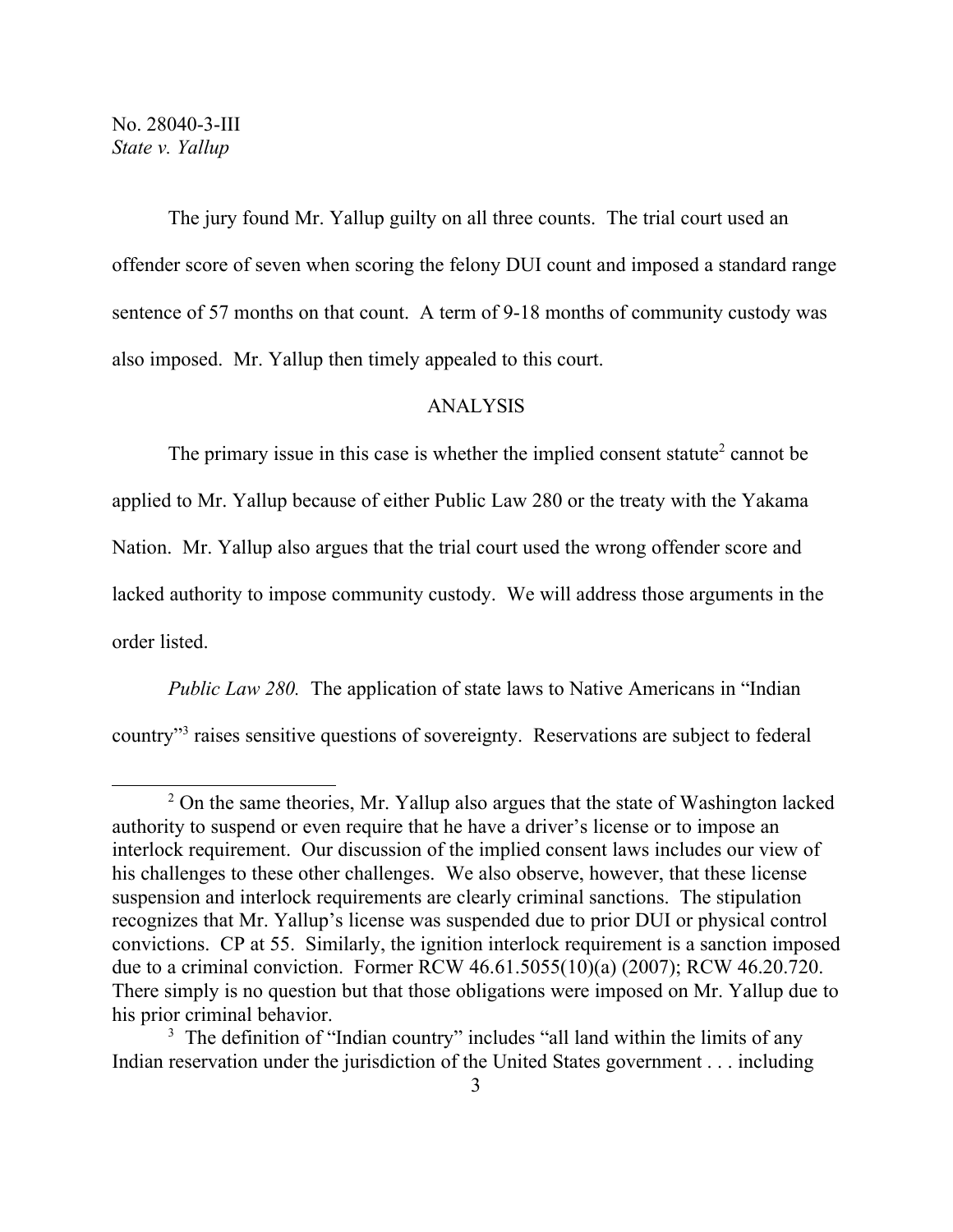The jury found Mr. Yallup guilty on all three counts. The trial court used an offender score of seven when scoring the felony DUI count and imposed a standard range sentence of 57 months on that count. A term of 9-18 months of community custody was also imposed. Mr. Yallup then timely appealed to this court.

## ANALYSIS

The primary issue in this case is whether the implied consent statute[2] cannot be applied to Mr. Yallup because of either Public Law 280 or the treaty with the Yakama Nation. Mr. Yallup also argues that the trial court used the wrong offender score and lacked authority to impose community custody. We will address those arguments in the order listed.

*Public Law 280.* The application of state laws to Native Americans in "Indian country"[3] raises sensitive questions of sovereignty. Reservations are subject to federal

---

[2] On the same theories, Mr. Yallup also argues that the state of Washington lacked authority to suspend or even require that he have a driver's license or to impose an interlock requirement. Our discussion of the implied consent laws includes our view of his challenges to these other challenges. We also observe, however, that these license suspension and interlock requirements are clearly criminal sanctions. The stipulation recognizes that Mr. Yallup's license was suspended due to prior DUI or physical control convictions. CP at 55. Similarly, the ignition interlock requirement is a sanction imposed due to a criminal conviction. Former RCW 46.61.5055(10)(a) (2007); RCW 46.20.720. There simply is no question but that those obligations were imposed on Mr. Yallup due to his prior criminal behavior.

[3] The definition of "Indian country" includes "all land within the limits of any Indian reservation under the jurisdiction of the United States government . . . including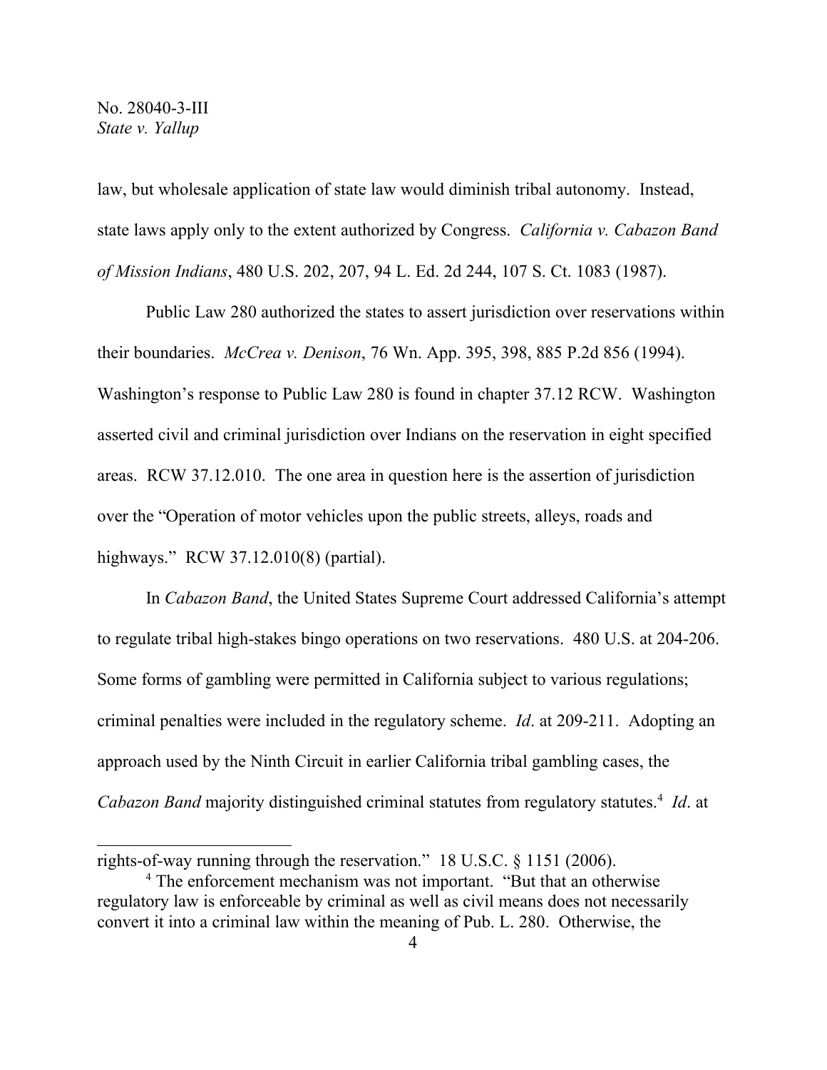law, but wholesale application of state law would diminish tribal autonomy. Instead, state laws apply only to the extent authorized by Congress. *California v. Cabazon Band of Mission Indians*, 480 U.S. 202, 207, 94 L. Ed. 2d 244, 107 S. Ct. 1083 (1987).

Public Law 280 authorized the states to assert jurisdiction over reservations within their boundaries. *McCrea v. Denison*, 76 Wn. App. 395, 398, 885 P.2d 856 (1994). Washington's response to Public Law 280 is found in chapter 37.12 RCW. Washington asserted civil and criminal jurisdiction over Indians on the reservation in eight specified areas. RCW 37.12.010. The one area in question here is the assertion of jurisdiction over the "Operation of motor vehicles upon the public streets, alleys, roads and highways." RCW 37.12.010(8) (partial).

In *Cabazon Band*, the United States Supreme Court addressed California's attempt to regulate tribal high-stakes bingo operations on two reservations. 480 U.S. at 204-206. Some forms of gambling were permitted in California subject to various regulations; criminal penalties were included in the regulatory scheme. *Id*. at 209-211. Adopting an approach used by the Ninth Circuit in earlier California tribal gambling cases, the *Cabazon Band* majority distinguished criminal statutes from regulatory statutes.[4] *Id*. at

---

rights-of-way running through the reservation." 18 U.S.C. § 1151 (2006).

[4] The enforcement mechanism was not important. "But that an otherwise regulatory law is enforceable by criminal as well as civil means does not necessarily convert it into a criminal law within the meaning of Pub. L. 280. Otherwise, the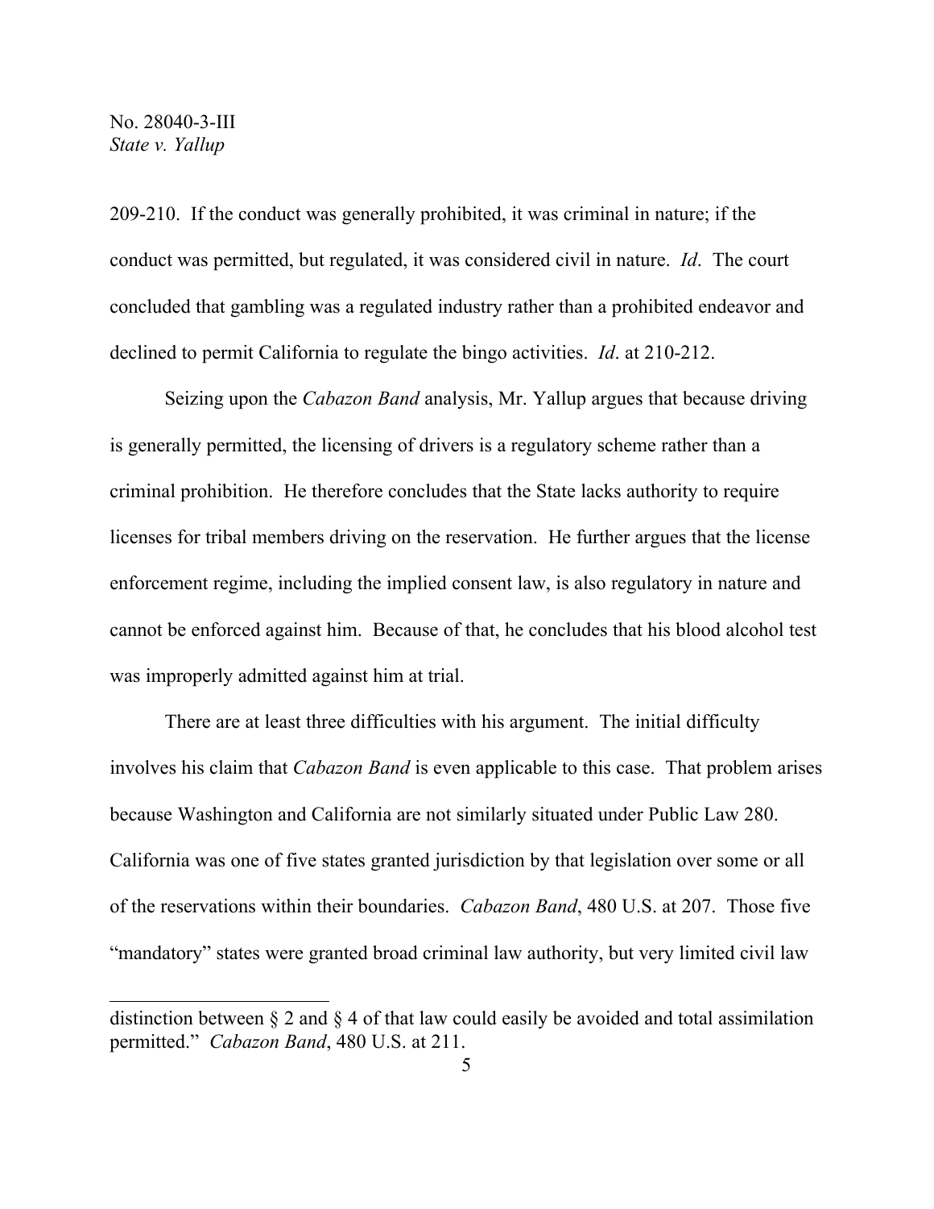209-210. If the conduct was generally prohibited, it was criminal in nature; if the conduct was permitted, but regulated, it was considered civil in nature. *Id*. The court concluded that gambling was a regulated industry rather than a prohibited endeavor and declined to permit California to regulate the bingo activities. *Id*. at 210-212.

Seizing upon the *Cabazon Band* analysis, Mr. Yallup argues that because driving is generally permitted, the licensing of drivers is a regulatory scheme rather than a criminal prohibition. He therefore concludes that the State lacks authority to require licenses for tribal members driving on the reservation. He further argues that the license enforcement regime, including the implied consent law, is also regulatory in nature and cannot be enforced against him. Because of that, he concludes that his blood alcohol test was improperly admitted against him at trial.

There are at least three difficulties with his argument. The initial difficulty involves his claim that *Cabazon Band* is even applicable to this case. That problem arises because Washington and California are not similarly situated under Public Law 280. California was one of five states granted jurisdiction by that legislation over some or all of the reservations within their boundaries. *Cabazon Band*, 480 U.S. at 207. Those five "mandatory" states were granted broad criminal law authority, but very limited civil law

---

distinction between § 2 and § 4 of that law could easily be avoided and total assimilation permitted." *Cabazon Band*, 480 U.S. at 211.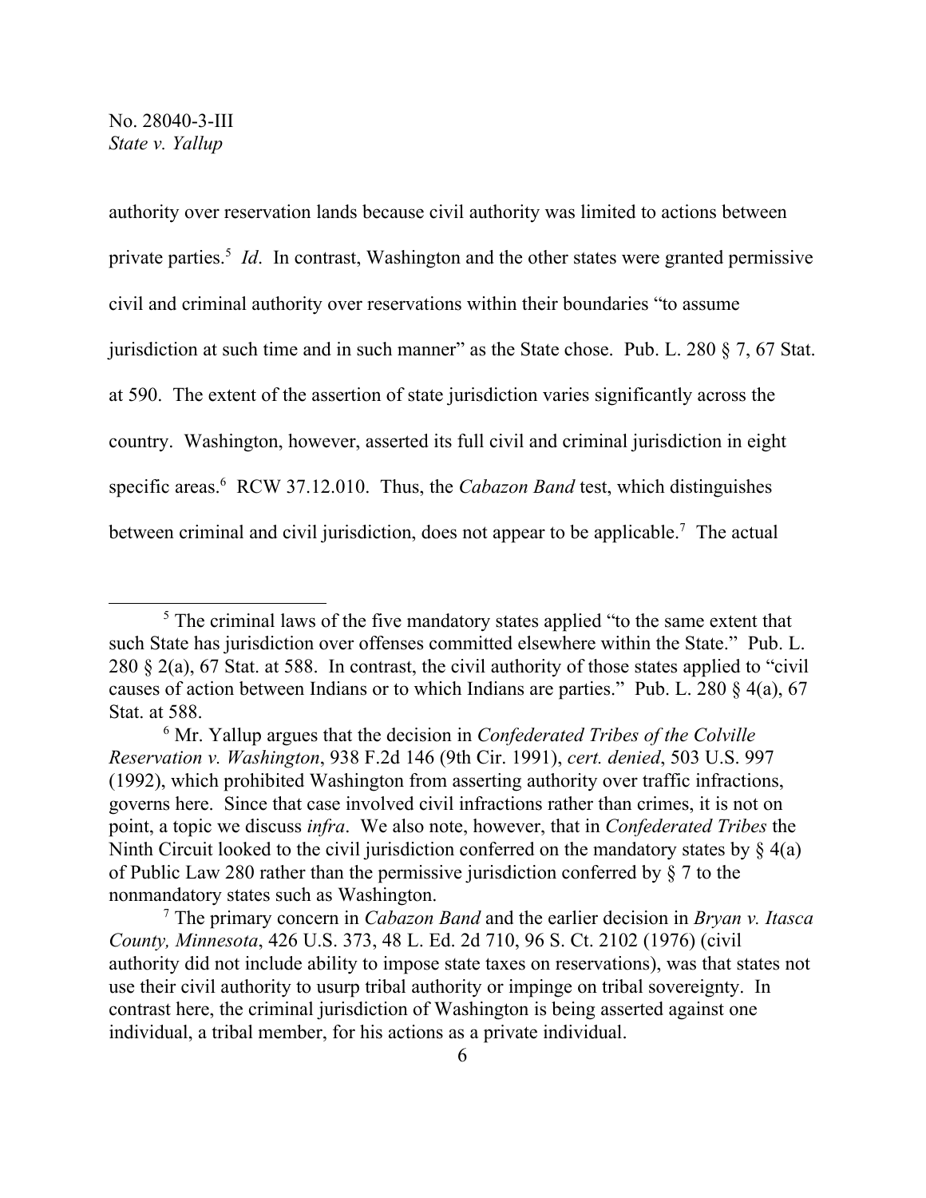authority over reservation lands because civil authority was limited to actions between private parties.[5] *Id*. In contrast, Washington and the other states were granted permissive civil and criminal authority over reservations within their boundaries "to assume jurisdiction at such time and in such manner" as the State chose. Pub. L. 280 § 7, 67 Stat. at 590. The extent of the assertion of state jurisdiction varies significantly across the country. Washington, however, asserted its full civil and criminal jurisdiction in eight specific areas.[6] RCW 37.12.010. Thus, the *Cabazon Band* test, which distinguishes between criminal and civil jurisdiction, does not appear to be applicable.[7] The actual

---

[5] The criminal laws of the five mandatory states applied "to the same extent that such State has jurisdiction over offenses committed elsewhere within the State." Pub. L. 280 § 2(a), 67 Stat. at 588. In contrast, the civil authority of those states applied to "civil causes of action between Indians or to which Indians are parties." Pub. L. 280 § 4(a), 67 Stat. at 588.

[6] Mr. Yallup argues that the decision in *Confederated Tribes of the Colville Reservation v. Washington*, 938 F.2d 146 (9th Cir. 1991), *cert. denied*, 503 U.S. 997 (1992), which prohibited Washington from asserting authority over traffic infractions, governs here. Since that case involved civil infractions rather than crimes, it is not on point, a topic we discuss *infra*. We also note, however, that in *Confederated Tribes* the Ninth Circuit looked to the civil jurisdiction conferred on the mandatory states by § 4(a) of Public Law 280 rather than the permissive jurisdiction conferred by § 7 to the nonmandatory states such as Washington.

[7] The primary concern in *Cabazon Band* and the earlier decision in *Bryan v. Itasca County, Minnesota*, 426 U.S. 373, 48 L. Ed. 2d 710, 96 S. Ct. 2102 (1976) (civil authority did not include ability to impose state taxes on reservations), was that states not use their civil authority to usurp tribal authority or impinge on tribal sovereignty. In contrast here, the criminal jurisdiction of Washington is being asserted against one individual, a tribal member, for his actions as a private individual.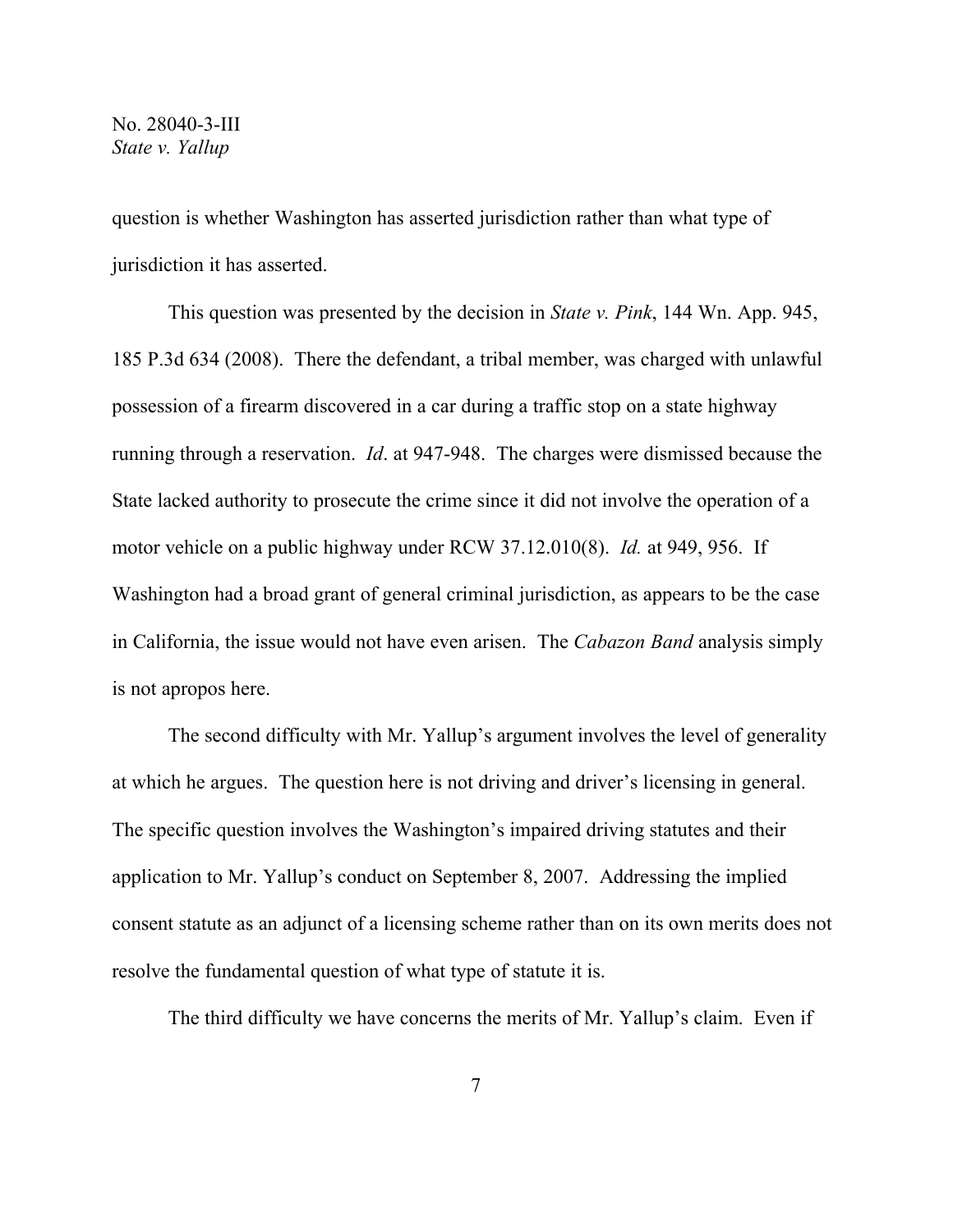question is whether Washington has asserted jurisdiction rather than what type of jurisdiction it has asserted.

This question was presented by the decision in *State v. Pink*, 144 Wn. App. 945, 185 P.3d 634 (2008). There the defendant, a tribal member, was charged with unlawful possession of a firearm discovered in a car during a traffic stop on a state highway running through a reservation. *Id*. at 947-948. The charges were dismissed because the State lacked authority to prosecute the crime since it did not involve the operation of a motor vehicle on a public highway under RCW 37.12.010(8). *Id.* at 949, 956. If Washington had a broad grant of general criminal jurisdiction, as appears to be the case in California, the issue would not have even arisen. The *Cabazon Band* analysis simply is not apropos here.

The second difficulty with Mr. Yallup's argument involves the level of generality at which he argues. The question here is not driving and driver's licensing in general. The specific question involves the Washington's impaired driving statutes and their application to Mr. Yallup's conduct on September 8, 2007. Addressing the implied consent statute as an adjunct of a licensing scheme rather than on its own merits does not resolve the fundamental question of what type of statute it is.

The third difficulty we have concerns the merits of Mr. Yallup's claim. Even if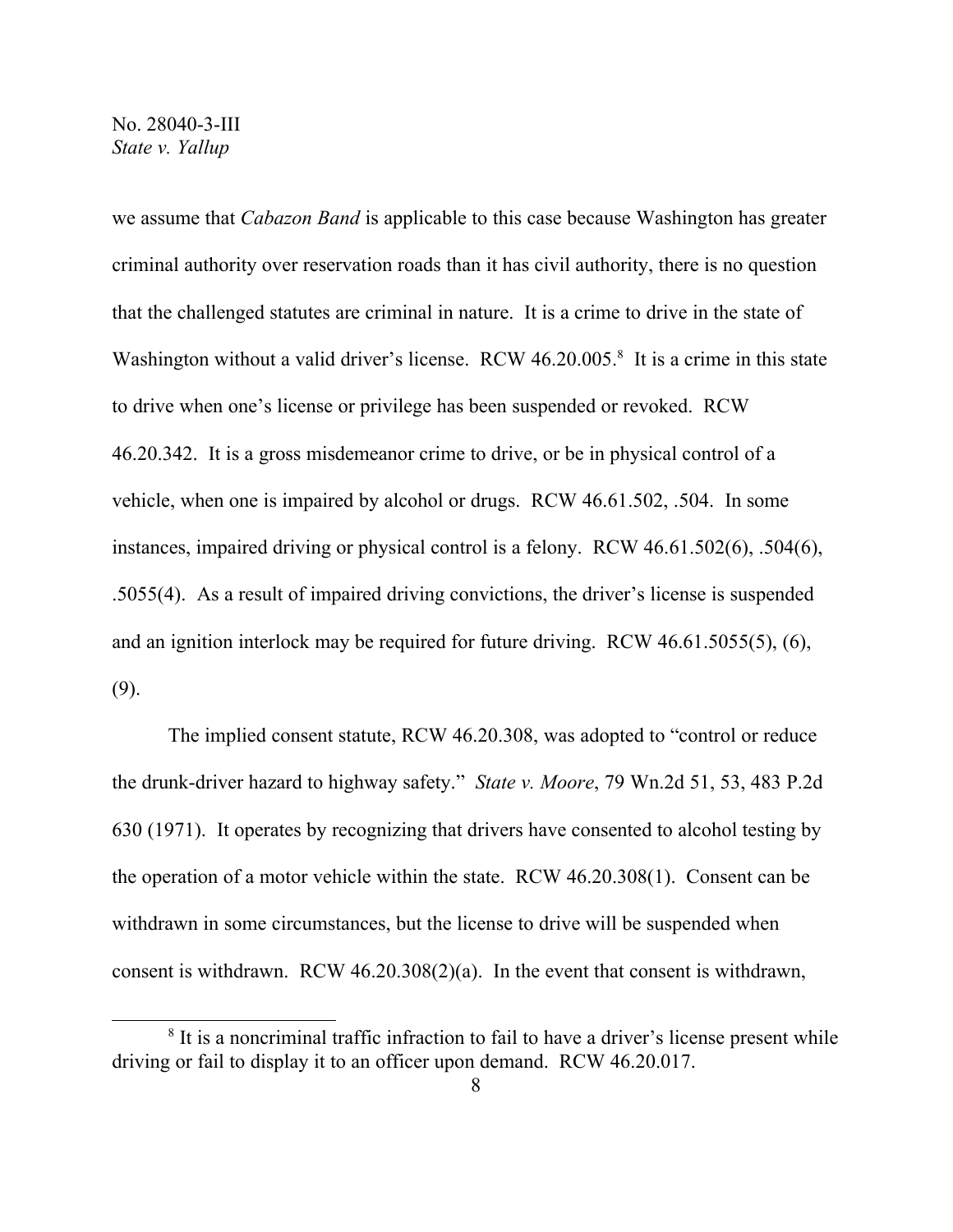we assume that *Cabazon Band* is applicable to this case because Washington has greater criminal authority over reservation roads than it has civil authority, there is no question that the challenged statutes are criminal in nature. It is a crime to drive in the state of Washington without a valid driver's license. RCW 46.20.005.[8] It is a crime in this state to drive when one's license or privilege has been suspended or revoked. RCW 46.20.342. It is a gross misdemeanor crime to drive, or be in physical control of a vehicle, when one is impaired by alcohol or drugs. RCW 46.61.502, .504. In some instances, impaired driving or physical control is a felony. RCW 46.61.502(6), .504(6), .5055(4). As a result of impaired driving convictions, the driver's license is suspended and an ignition interlock may be required for future driving. RCW 46.61.5055(5), (6), (9).

The implied consent statute, RCW 46.20.308, was adopted to "control or reduce the drunk-driver hazard to highway safety." *State v. Moore*, 79 Wn.2d 51, 53, 483 P.2d 630 (1971). It operates by recognizing that drivers have consented to alcohol testing by the operation of a motor vehicle within the state. RCW 46.20.308(1). Consent can be withdrawn in some circumstances, but the license to drive will be suspended when consent is withdrawn. RCW 46.20.308(2)(a). In the event that consent is withdrawn,

[8] It is a noncriminal traffic infraction to fail to have a driver's license present while driving or fail to display it to an officer upon demand. RCW 46.20.017.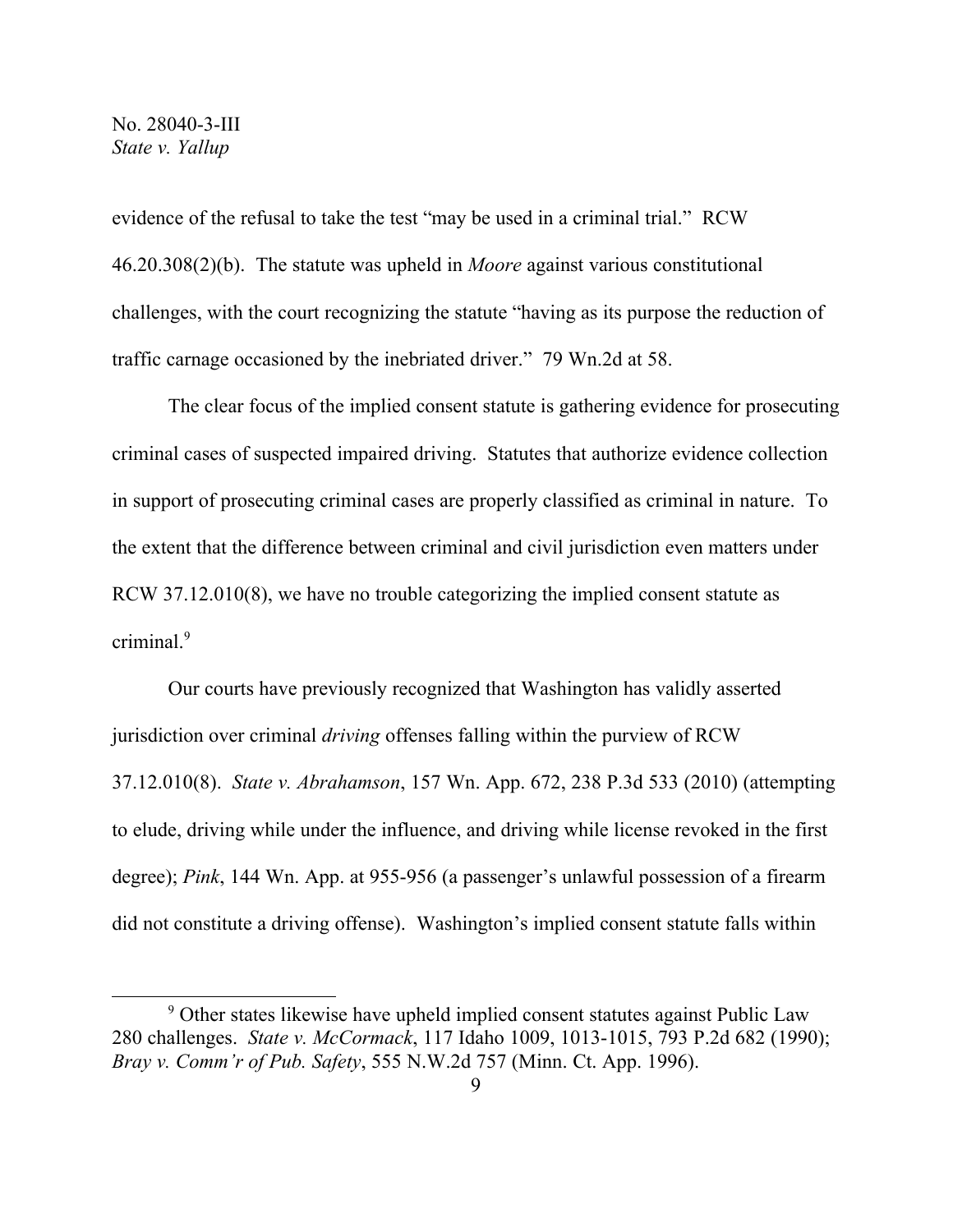evidence of the refusal to take the test "may be used in a criminal trial." RCW 46.20.308(2)(b). The statute was upheld in *Moore* against various constitutional challenges, with the court recognizing the statute "having as its purpose the reduction of traffic carnage occasioned by the inebriated driver." 79 Wn.2d at 58.

The clear focus of the implied consent statute is gathering evidence for prosecuting criminal cases of suspected impaired driving. Statutes that authorize evidence collection in support of prosecuting criminal cases are properly classified as criminal in nature. To the extent that the difference between criminal and civil jurisdiction even matters under RCW 37.12.010(8), we have no trouble categorizing the implied consent statute as criminal.[9]

Our courts have previously recognized that Washington has validly asserted jurisdiction over criminal *driving* offenses falling within the purview of RCW 37.12.010(8). *State v. Abrahamson*, 157 Wn. App. 672, 238 P.3d 533 (2010) (attempting to elude, driving while under the influence, and driving while license revoked in the first degree); *Pink*, 144 Wn. App. at 955-956 (a passenger's unlawful possession of a firearm did not constitute a driving offense). Washington's implied consent statute falls within

---

[9] Other states likewise have upheld implied consent statutes against Public Law 280 challenges. *State v. McCormack*, 117 Idaho 1009, 1013-1015, 793 P.2d 682 (1990); *Bray v. Comm'r of Pub. Safety*, 555 N.W.2d 757 (Minn. Ct. App. 1996).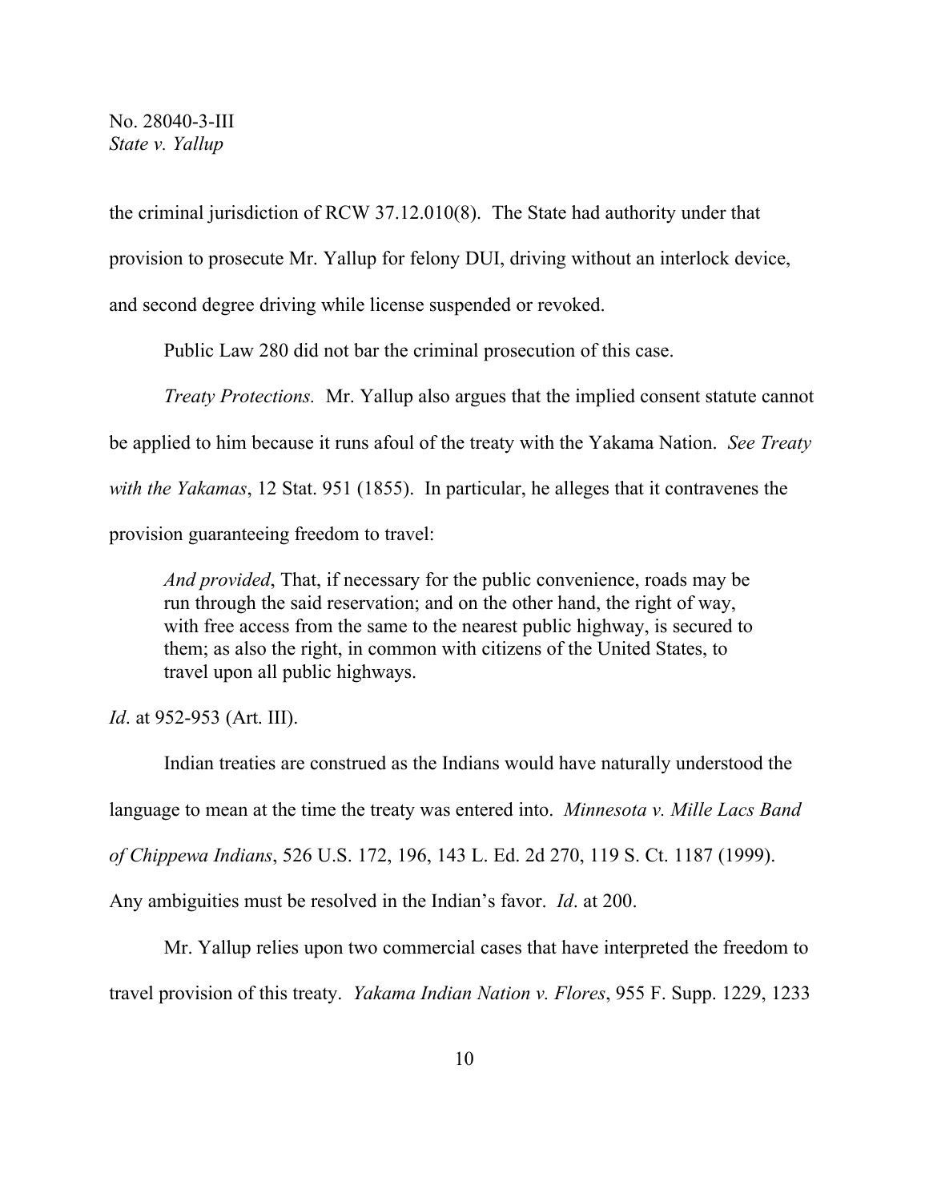the criminal jurisdiction of RCW 37.12.010(8). The State had authority under that provision to prosecute Mr. Yallup for felony DUI, driving without an interlock device, and second degree driving while license suspended or revoked.

Public Law 280 did not bar the criminal prosecution of this case.

*Treaty Protections.* Mr. Yallup also argues that the implied consent statute cannot be applied to him because it runs afoul of the treaty with the Yakama Nation. *See Treaty with the Yakamas*, 12 Stat. 951 (1855). In particular, he alleges that it contravenes the provision guaranteeing freedom to travel:

> *And provided*, That, if necessary for the public convenience, roads may be run through the said reservation; and on the other hand, the right of way, with free access from the same to the nearest public highway, is secured to them; as also the right, in common with citizens of the United States, to travel upon all public highways.

*Id*. at 952-953 (Art. III).

Indian treaties are construed as the Indians would have naturally understood the language to mean at the time the treaty was entered into. *Minnesota v. Mille Lacs Band of Chippewa Indians*, 526 U.S. 172, 196, 143 L. Ed. 2d 270, 119 S. Ct. 1187 (1999). Any ambiguities must be resolved in the Indian's favor. *Id*. at 200.

Mr. Yallup relies upon two commercial cases that have interpreted the freedom to travel provision of this treaty. *Yakama Indian Nation v. Flores*, 955 F. Supp. 1229, 1233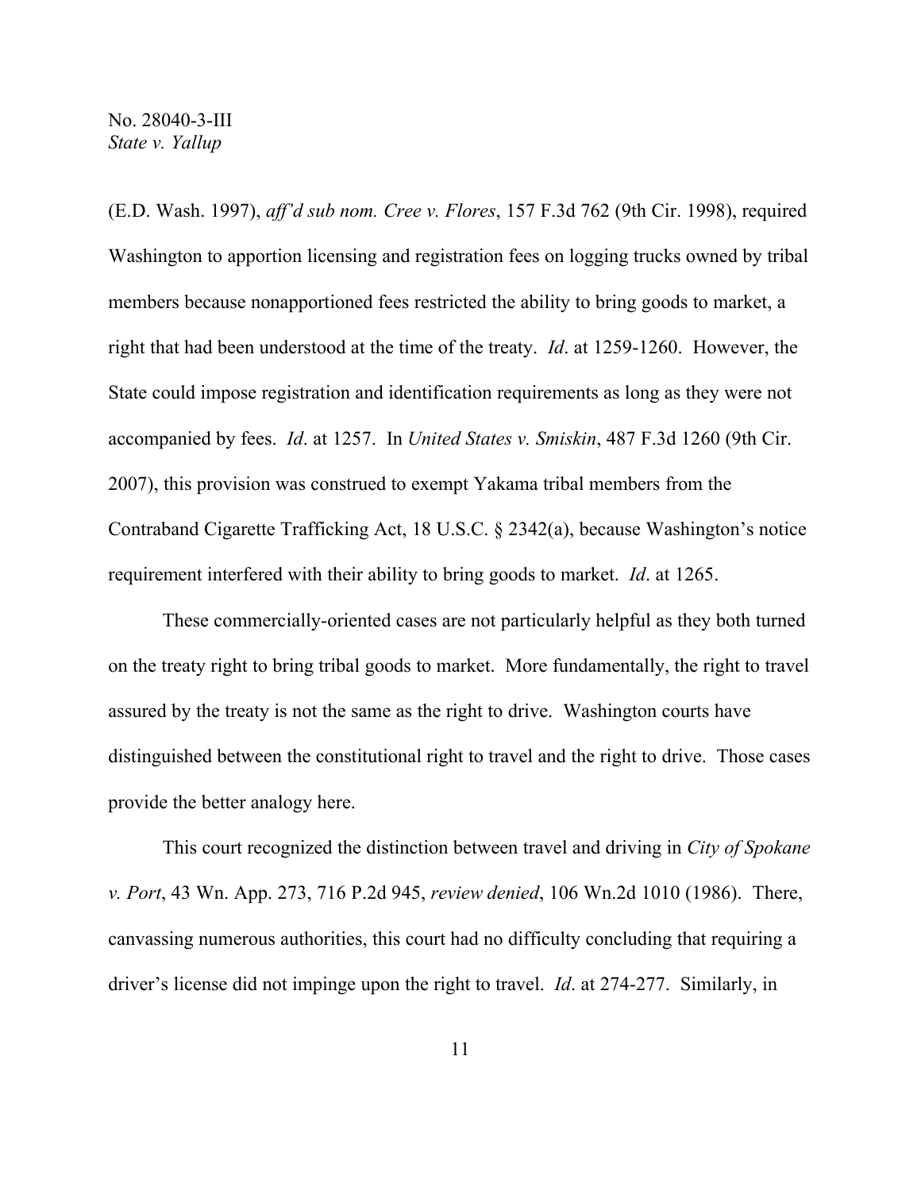(E.D. Wash. 1997), *aff'd sub nom. Cree v. Flores*, 157 F.3d 762 (9th Cir. 1998), required Washington to apportion licensing and registration fees on logging trucks owned by tribal members because nonapportioned fees restricted the ability to bring goods to market, a right that had been understood at the time of the treaty. *Id*. at 1259-1260. However, the State could impose registration and identification requirements as long as they were not accompanied by fees. *Id*. at 1257. In *United States v. Smiskin*, 487 F.3d 1260 (9th Cir. 2007), this provision was construed to exempt Yakama tribal members from the Contraband Cigarette Trafficking Act, 18 U.S.C. § 2342(a), because Washington's notice requirement interfered with their ability to bring goods to market. *Id*. at 1265.

These commercially-oriented cases are not particularly helpful as they both turned on the treaty right to bring tribal goods to market. More fundamentally, the right to travel assured by the treaty is not the same as the right to drive. Washington courts have distinguished between the constitutional right to travel and the right to drive. Those cases provide the better analogy here.

This court recognized the distinction between travel and driving in *City of Spokane v. Port*, 43 Wn. App. 273, 716 P.2d 945, *review denied*, 106 Wn.2d 1010 (1986). There, canvassing numerous authorities, this court had no difficulty concluding that requiring a driver's license did not impinge upon the right to travel. *Id*. at 274-277. Similarly, in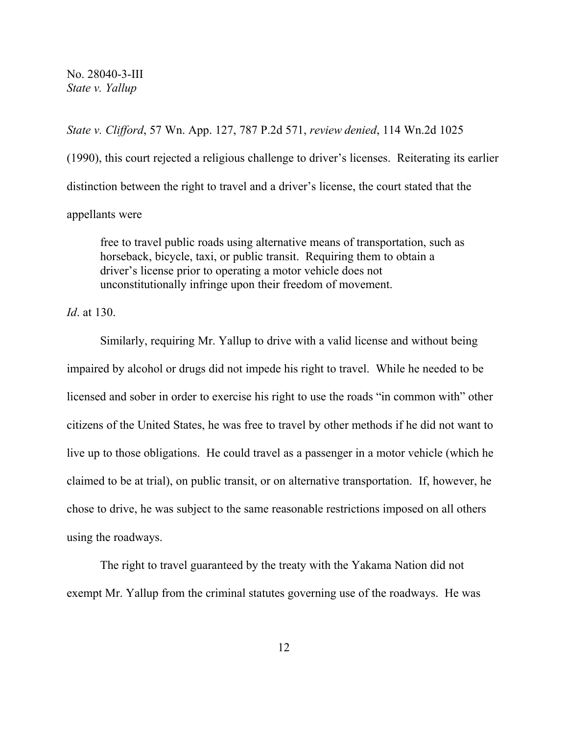*State v. Clifford*, 57 Wn. App. 127, 787 P.2d 571, *review denied*, 114 Wn.2d 1025 (1990), this court rejected a religious challenge to driver's licenses. Reiterating its earlier distinction between the right to travel and a driver's license, the court stated that the appellants were

> free to travel public roads using alternative means of transportation, such as horseback, bicycle, taxi, or public transit. Requiring them to obtain a driver's license prior to operating a motor vehicle does not unconstitutionally infringe upon their freedom of movement.

*Id*. at 130.

Similarly, requiring Mr. Yallup to drive with a valid license and without being impaired by alcohol or drugs did not impede his right to travel. While he needed to be licensed and sober in order to exercise his right to use the roads "in common with" other citizens of the United States, he was free to travel by other methods if he did not want to live up to those obligations. He could travel as a passenger in a motor vehicle (which he claimed to be at trial), on public transit, or on alternative transportation. If, however, he chose to drive, he was subject to the same reasonable restrictions imposed on all others using the roadways.

The right to travel guaranteed by the treaty with the Yakama Nation did not exempt Mr. Yallup from the criminal statutes governing use of the roadways. He was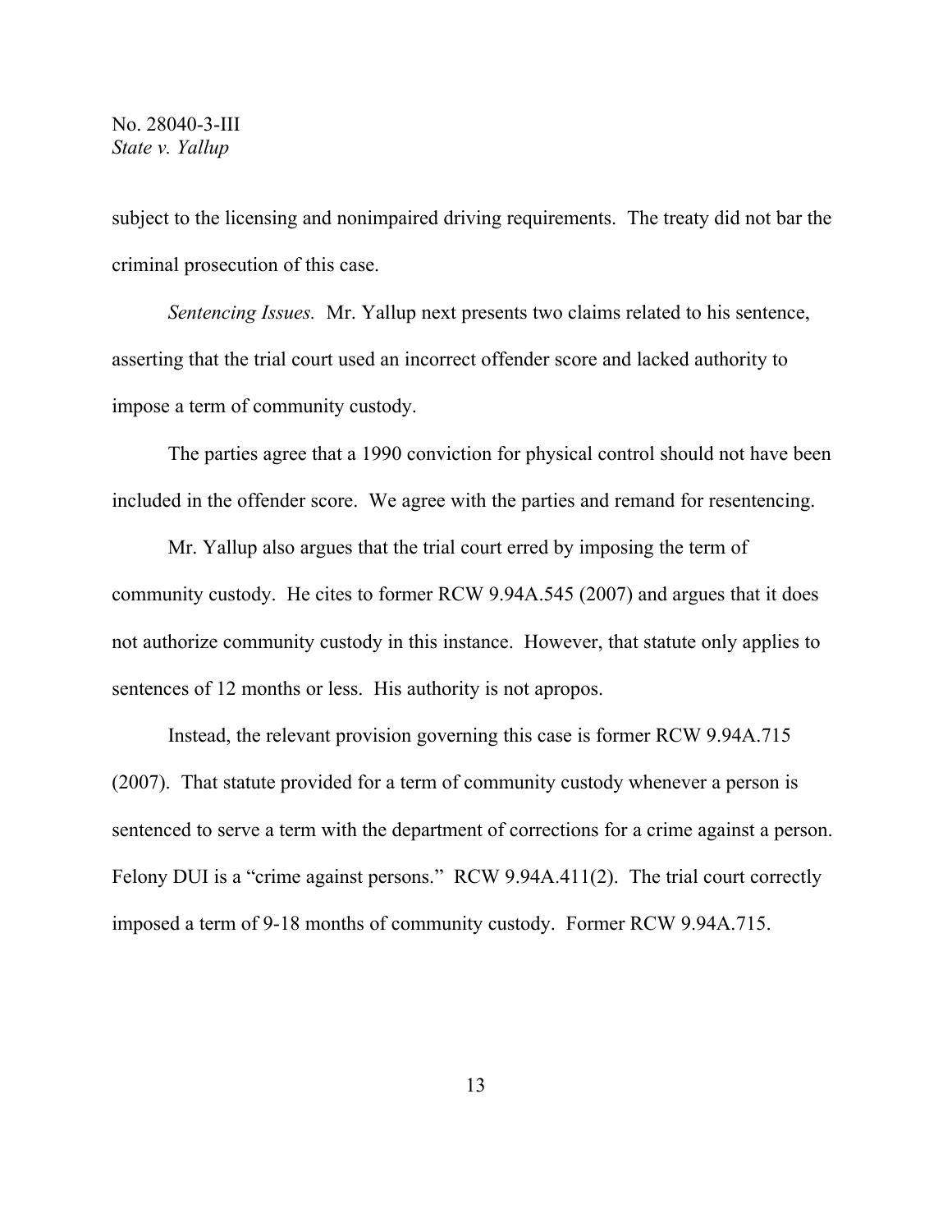subject to the licensing and nonimpaired driving requirements. The treaty did not bar the criminal prosecution of this case.

*Sentencing Issues.* Mr. Yallup next presents two claims related to his sentence, asserting that the trial court used an incorrect offender score and lacked authority to impose a term of community custody.

The parties agree that a 1990 conviction for physical control should not have been included in the offender score. We agree with the parties and remand for resentencing.

Mr. Yallup also argues that the trial court erred by imposing the term of community custody. He cites to former RCW 9.94A.545 (2007) and argues that it does not authorize community custody in this instance. However, that statute only applies to sentences of 12 months or less. His authority is not apropos.

Instead, the relevant provision governing this case is former RCW 9.94A.715 (2007). That statute provided for a term of community custody whenever a person is sentenced to serve a term with the department of corrections for a crime against a person. Felony DUI is a "crime against persons." RCW 9.94A.411(2). The trial court correctly imposed a term of 9-18 months of community custody. Former RCW 9.94A.715.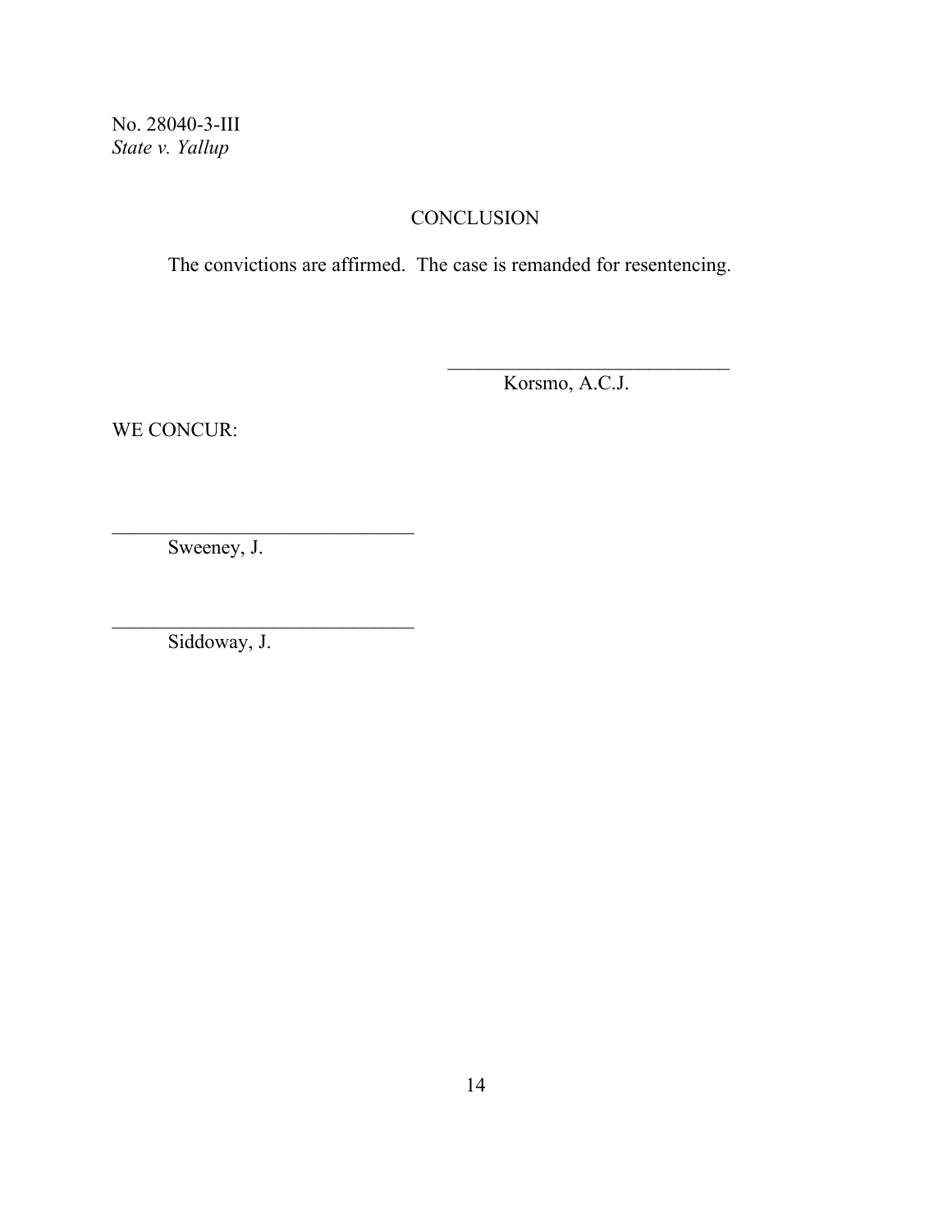## CONCLUSION

The convictions are affirmed. The case is remanded for resentencing.

_____________________________
Korsmo, A.C.J.

WE CONCUR:

_____________________________
Sweeney, J.

_____________________________
Siddoway, J.